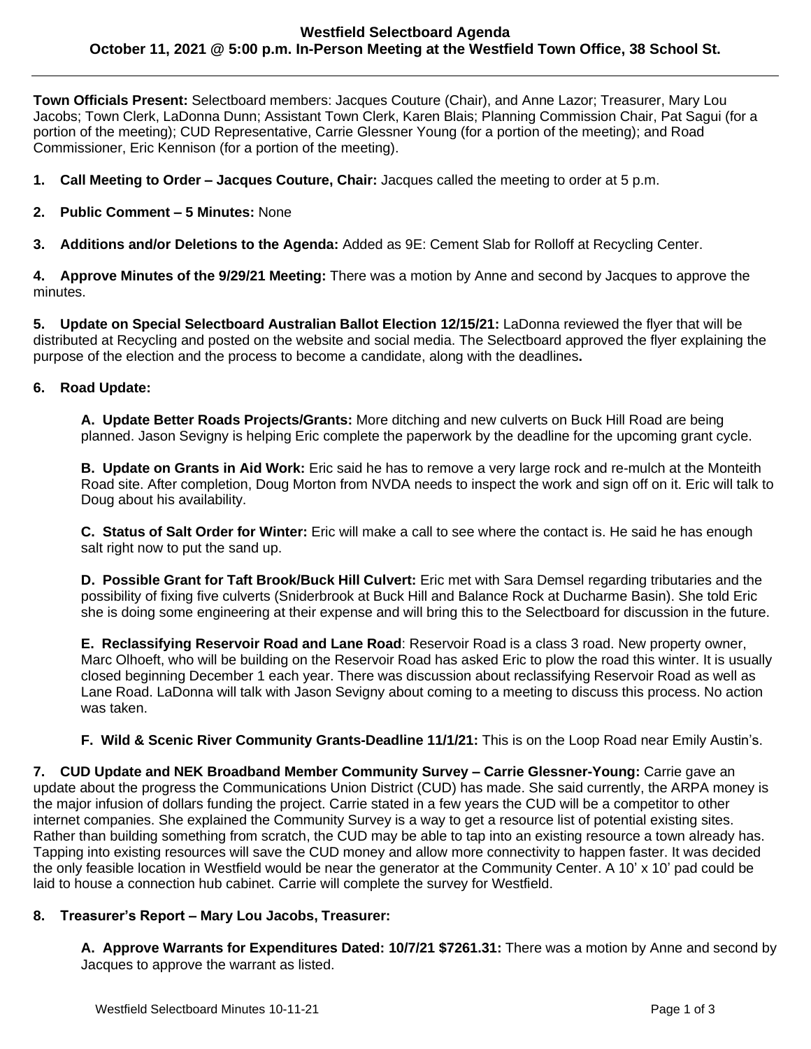## Westfield Selectboard Agenda
## October 11, 2021 @ 5:00 p.m. In-Person Meeting at the Westfield Town Office, 38 School St.

**Town Officials Present:** Selectboard members: Jacques Couture (Chair), and Anne Lazor; Treasurer, Mary Lou Jacobs; Town Clerk, LaDonna Dunn; Assistant Town Clerk, Karen Blais; Planning Commission Chair, Pat Sagui (for a portion of the meeting); CUD Representative, Carrie Glessner Young (for a portion of the meeting); and Road Commissioner, Eric Kennison (for a portion of the meeting).

**1. Call Meeting to Order – Jacques Couture, Chair:** Jacques called the meeting to order at 5 p.m.

**2. Public Comment – 5 Minutes:** None

**3. Additions and/or Deletions to the Agenda:** Added as 9E: Cement Slab for Rolloff at Recycling Center.

**4. Approve Minutes of the 9/29/21 Meeting:** There was a motion by Anne and second by Jacques to approve the minutes.

**5. Update on Special Selectboard Australian Ballot Election 12/15/21:** LaDonna reviewed the flyer that will be distributed at Recycling and posted on the website and social media. The Selectboard approved the flyer explaining the purpose of the election and the process to become a candidate, along with the deadlines**.**

**6. Road Update:**

**A. Update Better Roads Projects/Grants:** More ditching and new culverts on Buck Hill Road are being planned. Jason Sevigny is helping Eric complete the paperwork by the deadline for the upcoming grant cycle.

**B. Update on Grants in Aid Work:** Eric said he has to remove a very large rock and re-mulch at the Monteith Road site. After completion, Doug Morton from NVDA needs to inspect the work and sign off on it. Eric will talk to Doug about his availability.

**C. Status of Salt Order for Winter:** Eric will make a call to see where the contact is. He said he has enough salt right now to put the sand up.

**D. Possible Grant for Taft Brook/Buck Hill Culvert:** Eric met with Sara Demsel regarding tributaries and the possibility of fixing five culverts (Sniderbrook at Buck Hill and Balance Rock at Ducharme Basin). She told Eric she is doing some engineering at their expense and will bring this to the Selectboard for discussion in the future.

**E. Reclassifying Reservoir Road and Lane Road**: Reservoir Road is a class 3 road. New property owner, Marc Olhoeft, who will be building on the Reservoir Road has asked Eric to plow the road this winter. It is usually closed beginning December 1 each year. There was discussion about reclassifying Reservoir Road as well as Lane Road. LaDonna will talk with Jason Sevigny about coming to a meeting to discuss this process. No action was taken.

**F. Wild & Scenic River Community Grants-Deadline 11/1/21:** This is on the Loop Road near Emily Austin's.

**7. CUD Update and NEK Broadband Member Community Survey – Carrie Glessner-Young:** Carrie gave an update about the progress the Communications Union District (CUD) has made. She said currently, the ARPA money is the major infusion of dollars funding the project. Carrie stated in a few years the CUD will be a competitor to other internet companies. She explained the Community Survey is a way to get a resource list of potential existing sites. Rather than building something from scratch, the CUD may be able to tap into an existing resource a town already has. Tapping into existing resources will save the CUD money and allow more connectivity to happen faster. It was decided the only feasible location in Westfield would be near the generator at the Community Center. A 10' x 10' pad could be laid to house a connection hub cabinet. Carrie will complete the survey for Westfield.

**8. Treasurer's Report – Mary Lou Jacobs, Treasurer:**

**A. Approve Warrants for Expenditures Dated: 10/7/21 $7261.31:** There was a motion by Anne and second by Jacques to approve the warrant as listed.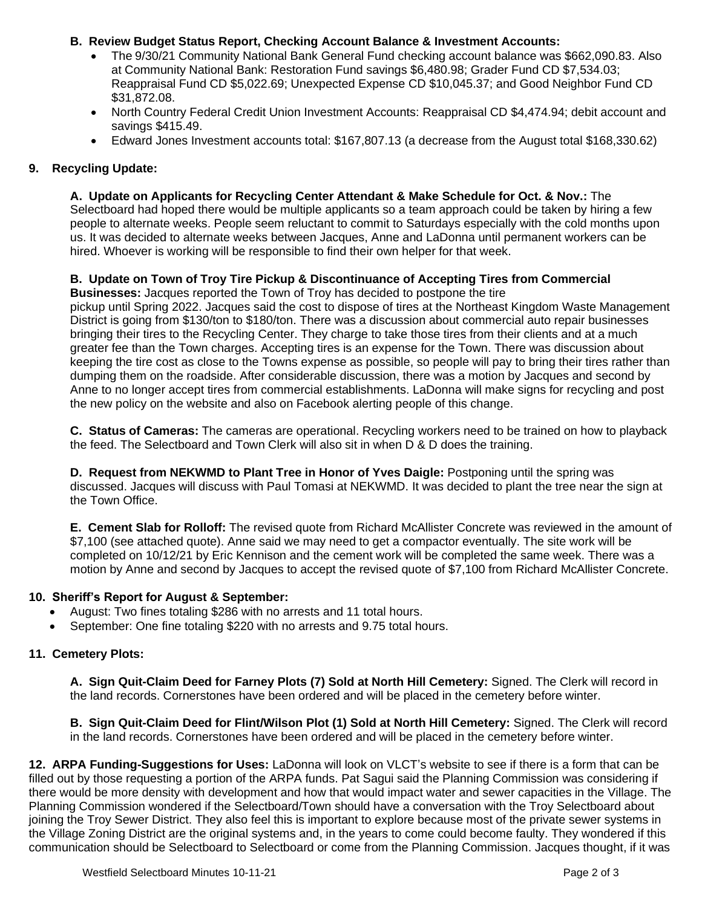**B. Review Budget Status Report, Checking Account Balance & Investment Accounts:**

- The 9/30/21 Community National Bank General Fund checking account balance was $662,090.83. Also at Community National Bank: Restoration Fund savings $6,480.98; Grader Fund CD $7,534.03; Reappraisal Fund CD $5,022.69; Unexpected Expense CD $10,045.37; and Good Neighbor Fund CD $31,872.08.
- North Country Federal Credit Union Investment Accounts: Reappraisal CD $4,474.94; debit account and savings $415.49.
- Edward Jones Investment accounts total: $167,807.13 (a decrease from the August total $168,330.62)

## 9. Recycling Update:

**A. Update on Applicants for Recycling Center Attendant & Make Schedule for Oct. & Nov.:** The Selectboard had hoped there would be multiple applicants so a team approach could be taken by hiring a few people to alternate weeks. People seem reluctant to commit to Saturdays especially with the cold months upon us. It was decided to alternate weeks between Jacques, Anne and LaDonna until permanent workers can be hired. Whoever is working will be responsible to find their own helper for that week.

**B. Update on Town of Troy Tire Pickup & Discontinuance of Accepting Tires from Commercial Businesses:** Jacques reported the Town of Troy has decided to postpone the tire pickup until Spring 2022. Jacques said the cost to dispose of tires at the Northeast Kingdom Waste Management District is going from $130/ton to $180/ton. There was a discussion about commercial auto repair businesses bringing their tires to the Recycling Center. They charge to take those tires from their clients and at a much greater fee than the Town charges. Accepting tires is an expense for the Town. There was discussion about keeping the tire cost as close to the Towns expense as possible, so people will pay to bring their tires rather than dumping them on the roadside. After considerable discussion, there was a motion by Jacques and second by Anne to no longer accept tires from commercial establishments. LaDonna will make signs for recycling and post the new policy on the website and also on Facebook alerting people of this change.

**C. Status of Cameras:** The cameras are operational. Recycling workers need to be trained on how to playback the feed. The Selectboard and Town Clerk will also sit in when D & D does the training.

**D. Request from NEKWMD to Plant Tree in Honor of Yves Daigle:** Postponing until the spring was discussed. Jacques will discuss with Paul Tomasi at NEKWMD. It was decided to plant the tree near the sign at the Town Office.

**E. Cement Slab for Rolloff:** The revised quote from Richard McAllister Concrete was reviewed in the amount of $7,100 (see attached quote). Anne said we may need to get a compactor eventually. The site work will be completed on 10/12/21 by Eric Kennison and the cement work will be completed the same week. There was a motion by Anne and second by Jacques to accept the revised quote of $7,100 from Richard McAllister Concrete.

## 10. Sheriff's Report for August & September:

- August: Two fines totaling $286 with no arrests and 11 total hours.
- September: One fine totaling $220 with no arrests and 9.75 total hours.

## 11. Cemetery Plots:

**A. Sign Quit-Claim Deed for Farney Plots (7) Sold at North Hill Cemetery:** Signed. The Clerk will record in the land records. Cornerstones have been ordered and will be placed in the cemetery before winter.

**B. Sign Quit-Claim Deed for Flint/Wilson Plot (1) Sold at North Hill Cemetery:** Signed. The Clerk will record in the land records. Cornerstones have been ordered and will be placed in the cemetery before winter.

**12. ARPA Funding-Suggestions for Uses:** LaDonna will look on VLCT's website to see if there is a form that can be filled out by those requesting a portion of the ARPA funds. Pat Sagui said the Planning Commission was considering if there would be more density with development and how that would impact water and sewer capacities in the Village. The Planning Commission wondered if the Selectboard/Town should have a conversation with the Troy Selectboard about joining the Troy Sewer District. They also feel this is important to explore because most of the private sewer systems in the Village Zoning District are the original systems and, in the years to come could become faulty. They wondered if this communication should be Selectboard to Selectboard or come from the Planning Commission. Jacques thought, if it was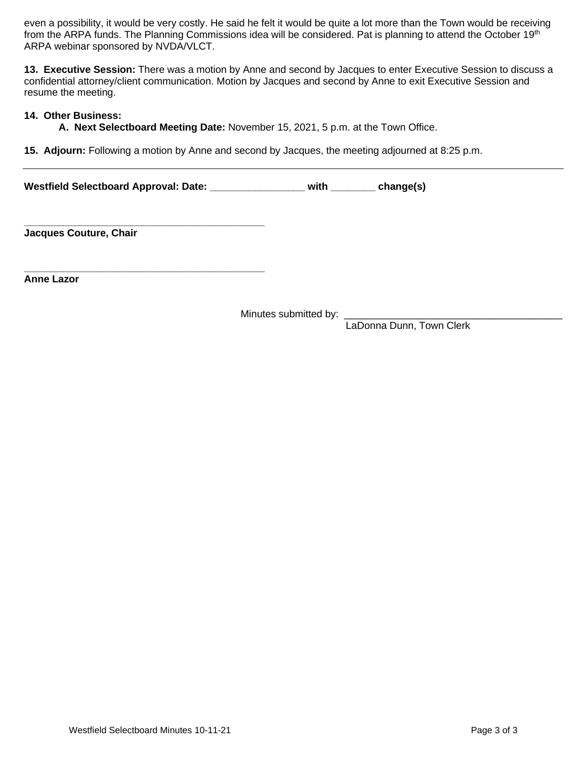even a possibility, it would be very costly. He said he felt it would be quite a lot more than the Town would be receiving from the ARPA funds. The Planning Commissions idea will be considered. Pat is planning to attend the October 19th ARPA webinar sponsored by NVDA/VLCT.

**13. Executive Session:** There was a motion by Anne and second by Jacques to enter Executive Session to discuss a confidential attorney/client communication. Motion by Jacques and second by Anne to exit Executive Session and resume the meeting.

**14. Other Business:**

**A. Next Selectboard Meeting Date:** November 15, 2021, 5 p.m. at the Town Office.

**15. Adjourn:** Following a motion by Anne and second by Jacques, the meeting adjourned at 8:25 p.m.

---

**Westfield Selectboard Approval: Date: _________________ with ________ change(s)**

_____________________________________________
**Jacques Couture, Chair**

_____________________________________________
**Anne Lazor**

Minutes submitted by: _______________________________________
LaDonna Dunn, Town Clerk